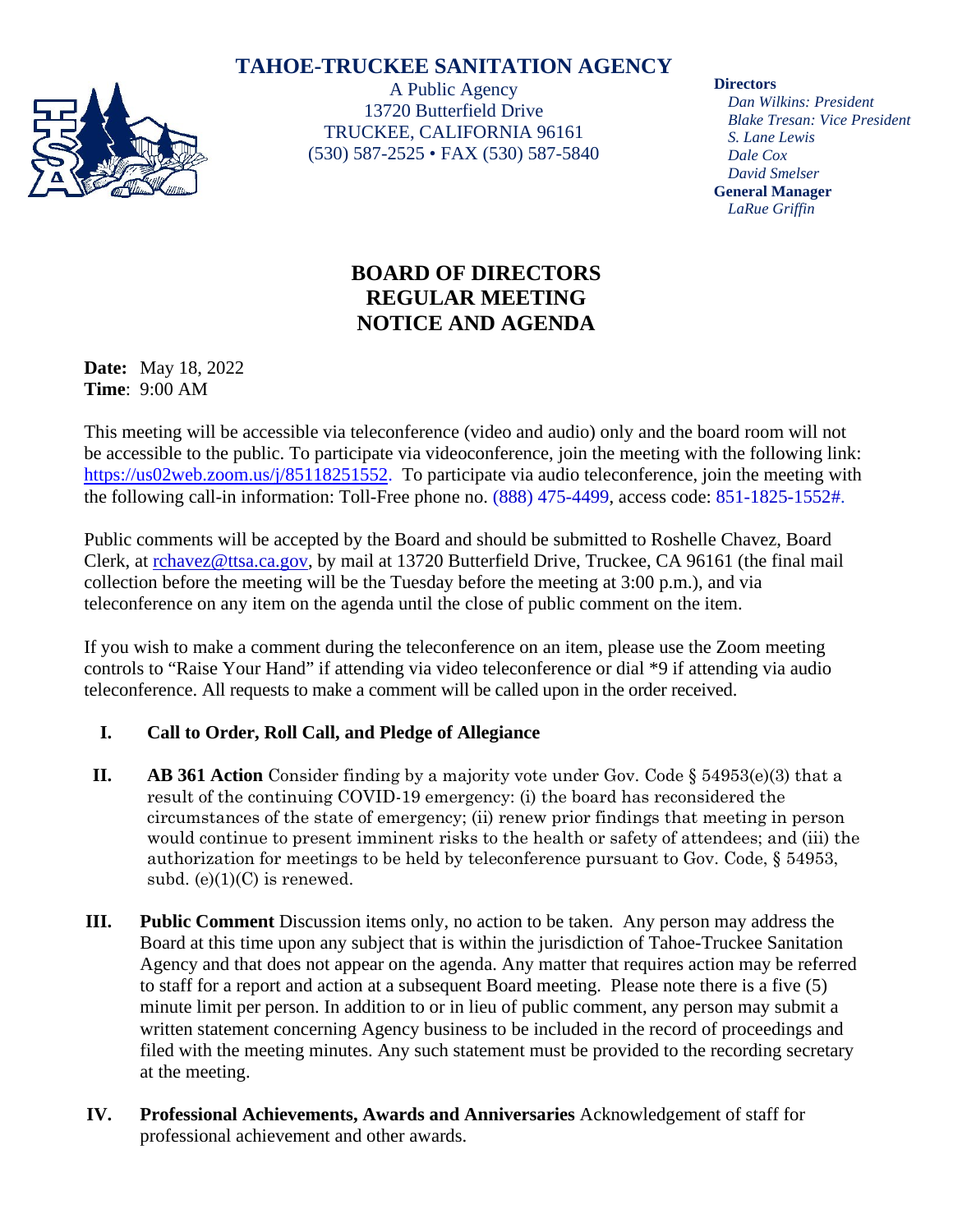# TAHOE-TRUCKEE SANITATION AGENCY

A Public Agency
13720 Butterfield Drive
TRUCKEE, CALIFORNIA 96161
(530) 587-2525 • FAX (530) 587-5840

**Directors**
*Dan Wilkins: President*
*Blake Tresan: Vice President*
*S. Lane Lewis*
*Dale Cox*
*David Smelser*
**General Manager**
*LaRue Griffin*

## BOARD OF DIRECTORS
## REGULAR MEETING
## NOTICE AND AGENDA

**Date:** May 18, 2022
**Time**: 9:00 AM

This meeting will be accessible via teleconference (video and audio) only and the board room will not be accessible to the public. To participate via videoconference, join the meeting with the following link: https://us02web.zoom.us/j/85118251552. To participate via audio teleconference, join the meeting with the following call-in information: Toll-Free phone no. (888) 475-4499, access code: 851-1825-1552#.

Public comments will be accepted by the Board and should be submitted to Roshelle Chavez, Board Clerk, at rchavez@ttsa.ca.gov, by mail at 13720 Butterfield Drive, Truckee, CA 96161 (the final mail collection before the meeting will be the Tuesday before the meeting at 3:00 p.m.), and via teleconference on any item on the agenda until the close of public comment on the item.

If you wish to make a comment during the teleconference on an item, please use the Zoom meeting controls to "Raise Your Hand" if attending via video teleconference or dial *9 if attending via audio teleconference. All requests to make a comment will be called upon in the order received.

**I. Call to Order, Roll Call, and Pledge of Allegiance**

**II. AB 361 Action** Consider finding by a majority vote under Gov. Code § 54953(e)(3) that a result of the continuing COVID-19 emergency: (i) the board has reconsidered the circumstances of the state of emergency; (ii) renew prior findings that meeting in person would continue to present imminent risks to the health or safety of attendees; and (iii) the authorization for meetings to be held by teleconference pursuant to Gov. Code, § 54953, subd. (e)(1)(C) is renewed.

**III. Public Comment** Discussion items only, no action to be taken. Any person may address the Board at this time upon any subject that is within the jurisdiction of Tahoe-Truckee Sanitation Agency and that does not appear on the agenda. Any matter that requires action may be referred to staff for a report and action at a subsequent Board meeting. Please note there is a five (5) minute limit per person. In addition to or in lieu of public comment, any person may submit a written statement concerning Agency business to be included in the record of proceedings and filed with the meeting minutes. Any such statement must be provided to the recording secretary at the meeting.

**IV. Professional Achievements, Awards and Anniversaries** Acknowledgement of staff for professional achievement and other awards.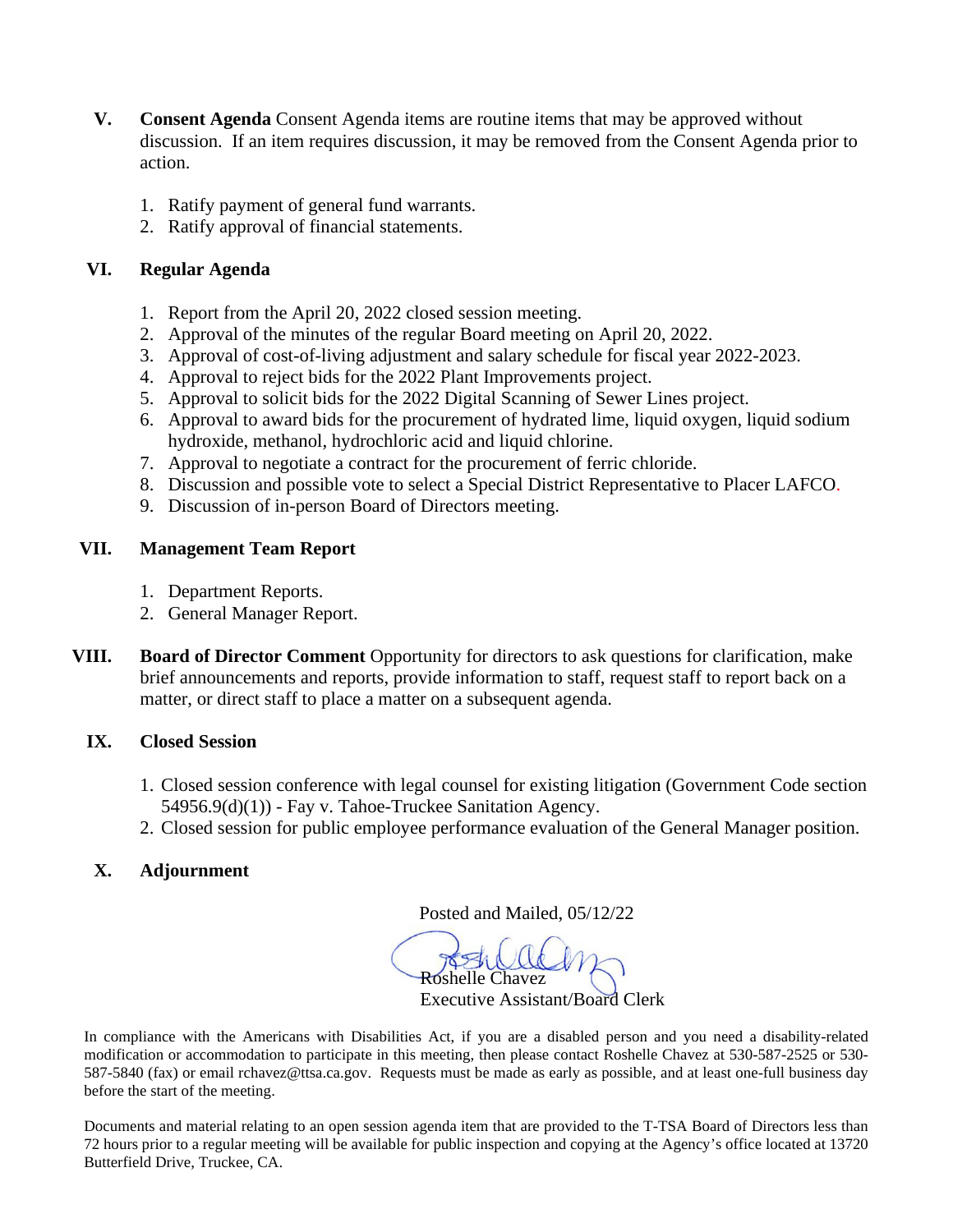**V. Consent Agenda** Consent Agenda items are routine items that may be approved without discussion. If an item requires discussion, it may be removed from the Consent Agenda prior to action.

1. Ratify payment of general fund warrants.
2. Ratify approval of financial statements.

**VI. Regular Agenda**

1. Report from the April 20, 2022 closed session meeting.
2. Approval of the minutes of the regular Board meeting on April 20, 2022.
3. Approval of cost-of-living adjustment and salary schedule for fiscal year 2022-2023.
4. Approval to reject bids for the 2022 Plant Improvements project.
5. Approval to solicit bids for the 2022 Digital Scanning of Sewer Lines project.
6. Approval to award bids for the procurement of hydrated lime, liquid oxygen, liquid sodium hydroxide, methanol, hydrochloric acid and liquid chlorine.
7. Approval to negotiate a contract for the procurement of ferric chloride.
8. Discussion and possible vote to select a Special District Representative to Placer LAFCO.
9. Discussion of in-person Board of Directors meeting.

**VII. Management Team Report**

1. Department Reports.
2. General Manager Report.

**VIII. Board of Director Comment** Opportunity for directors to ask questions for clarification, make brief announcements and reports, provide information to staff, request staff to report back on a matter, or direct staff to place a matter on a subsequent agenda.

**IX. Closed Session**

1. Closed session conference with legal counsel for existing litigation (Government Code section 54956.9(d)(1)) - Fay v. Tahoe-Truckee Sanitation Agency.
2. Closed session for public employee performance evaluation of the General Manager position.

**X. Adjournment**

Posted and Mailed, 05/12/22

Roshelle Chavez
Executive Assistant/Board Clerk

In compliance with the Americans with Disabilities Act, if you are a disabled person and you need a disability-related modification or accommodation to participate in this meeting, then please contact Roshelle Chavez at 530-587-2525 or 530-587-5840 (fax) or email rchavez@ttsa.ca.gov. Requests must be made as early as possible, and at least one-full business day before the start of the meeting.

Documents and material relating to an open session agenda item that are provided to the T-TSA Board of Directors less than 72 hours prior to a regular meeting will be available for public inspection and copying at the Agency's office located at 13720 Butterfield Drive, Truckee, CA.